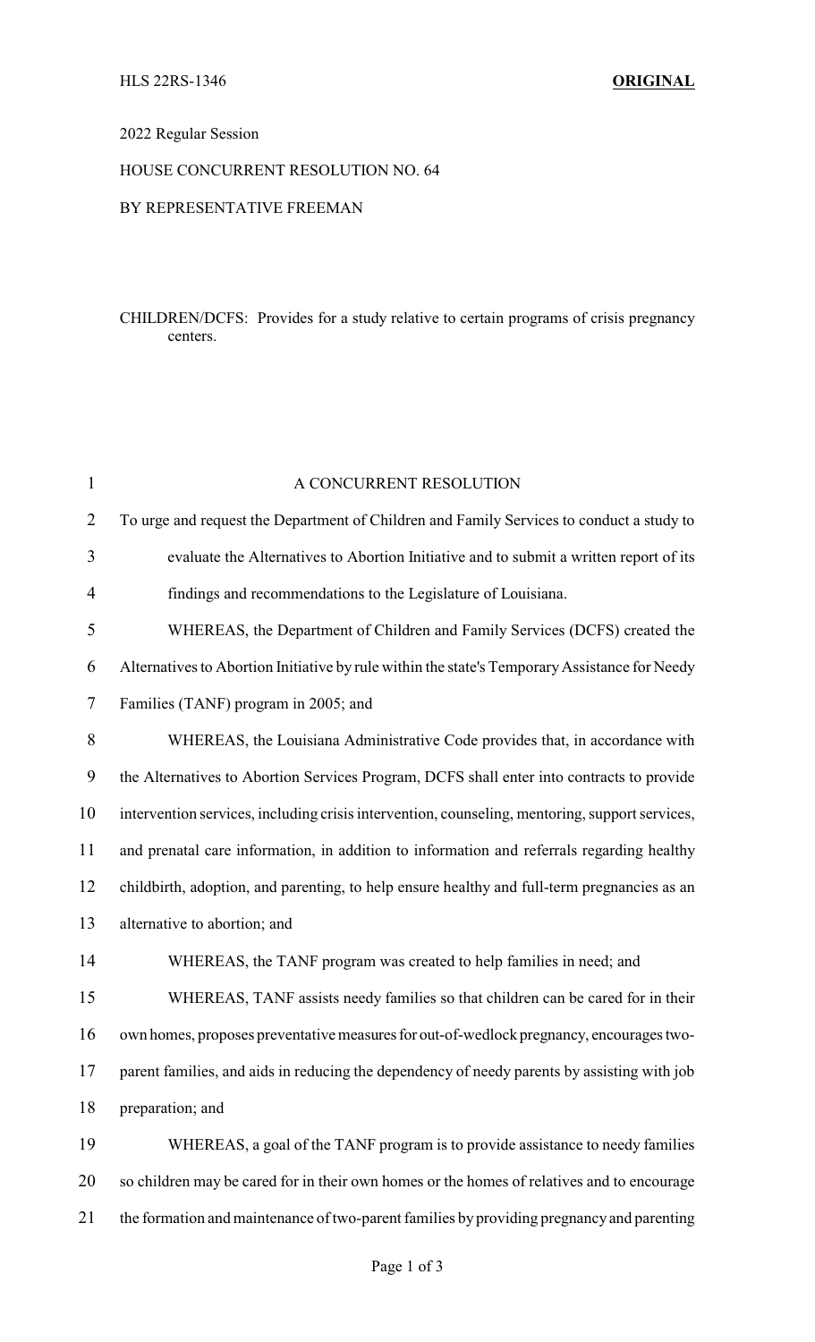HLS 22RS-1346 **ORIGINAL**

2022 Regular Session

HOUSE CONCURRENT RESOLUTION NO. 64

BY REPRESENTATIVE FREEMAN

CHILDREN/DCFS: Provides for a study relative to certain programs of crisis pregnancy centers.

A CONCURRENT RESOLUTION

To urge and request the Department of Children and Family Services to conduct a study to evaluate the Alternatives to Abortion Initiative and to submit a written report of its findings and recommendations to the Legislature of Louisiana.

WHEREAS, the Department of Children and Family Services (DCFS) created the Alternatives to Abortion Initiative by rule within the state's Temporary Assistance for Needy Families (TANF) program in 2005; and

WHEREAS, the Louisiana Administrative Code provides that, in accordance with the Alternatives to Abortion Services Program, DCFS shall enter into contracts to provide intervention services, including crisis intervention, counseling, mentoring, support services, and prenatal care information, in addition to information and referrals regarding healthy childbirth, adoption, and parenting, to help ensure healthy and full-term pregnancies as an alternative to abortion; and

WHEREAS, the TANF program was created to help families in need; and

WHEREAS, TANF assists needy families so that children can be cared for in their own homes, proposes preventative measures for out-of-wedlock pregnancy, encourages two-parent families, and aids in reducing the dependency of needy parents by assisting with job preparation; and

WHEREAS, a goal of the TANF program is to provide assistance to needy families so children may be cared for in their own homes or the homes of relatives and to encourage the formation and maintenance of two-parent families by providing pregnancy and parenting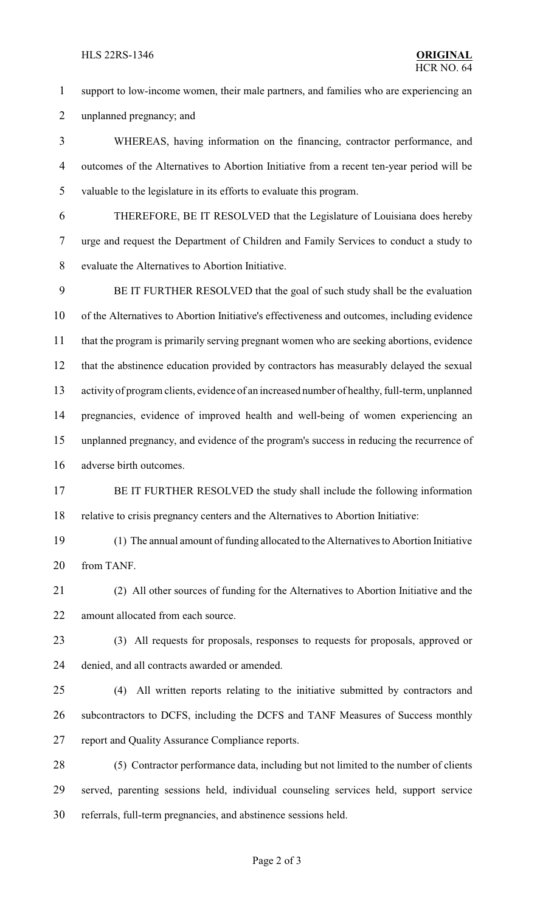support to low-income women, their male partners, and families who are experiencing an unplanned pregnancy; and

WHEREAS, having information on the financing, contractor performance, and outcomes of the Alternatives to Abortion Initiative from a recent ten-year period will be valuable to the legislature in its efforts to evaluate this program.

THEREFORE, BE IT RESOLVED that the Legislature of Louisiana does hereby urge and request the Department of Children and Family Services to conduct a study to evaluate the Alternatives to Abortion Initiative.

BE IT FURTHER RESOLVED that the goal of such study shall be the evaluation of the Alternatives to Abortion Initiative's effectiveness and outcomes, including evidence that the program is primarily serving pregnant women who are seeking abortions, evidence that the abstinence education provided by contractors has measurably delayed the sexual activity of program clients, evidence of an increased number of healthy, full-term, unplanned pregnancies, evidence of improved health and well-being of women experiencing an unplanned pregnancy, and evidence of the program's success in reducing the recurrence of adverse birth outcomes.

BE IT FURTHER RESOLVED the study shall include the following information relative to crisis pregnancy centers and the Alternatives to Abortion Initiative:

(1) The annual amount of funding allocated to the Alternatives to Abortion Initiative from TANF.

(2) All other sources of funding for the Alternatives to Abortion Initiative and the amount allocated from each source.

(3) All requests for proposals, responses to requests for proposals, approved or denied, and all contracts awarded or amended.

(4) All written reports relating to the initiative submitted by contractors and subcontractors to DCFS, including the DCFS and TANF Measures of Success monthly report and Quality Assurance Compliance reports.

(5) Contractor performance data, including but not limited to the number of clients served, parenting sessions held, individual counseling services held, support service referrals, full-term pregnancies, and abstinence sessions held.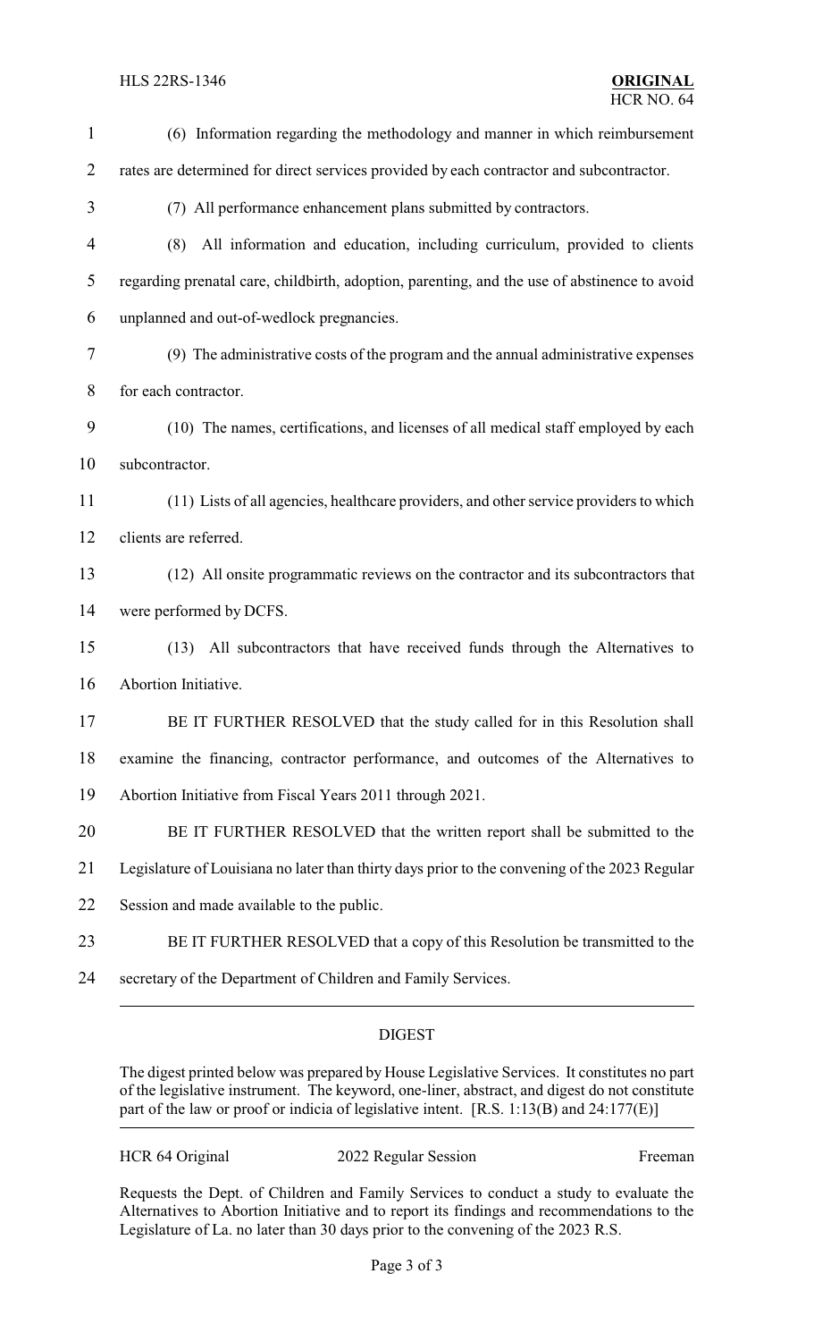(6) Information regarding the methodology and manner in which reimbursement rates are determined for direct services provided by each contractor and subcontractor.

(7) All performance enhancement plans submitted by contractors.

(8) All information and education, including curriculum, provided to clients regarding prenatal care, childbirth, adoption, parenting, and the use of abstinence to avoid unplanned and out-of-wedlock pregnancies.

(9) The administrative costs of the program and the annual administrative expenses for each contractor.

(10) The names, certifications, and licenses of all medical staff employed by each subcontractor.

(11) Lists of all agencies, healthcare providers, and other service providers to which clients are referred.

(12) All onsite programmatic reviews on the contractor and its subcontractors that were performed by DCFS.

(13) All subcontractors that have received funds through the Alternatives to Abortion Initiative.

BE IT FURTHER RESOLVED that the study called for in this Resolution shall examine the financing, contractor performance, and outcomes of the Alternatives to Abortion Initiative from Fiscal Years 2011 through 2021.

BE IT FURTHER RESOLVED that the written report shall be submitted to the Legislature of Louisiana no later than thirty days prior to the convening of the 2023 Regular Session and made available to the public.

BE IT FURTHER RESOLVED that a copy of this Resolution be transmitted to the secretary of the Department of Children and Family Services.

---

## DIGEST

The digest printed below was prepared by House Legislative Services. It constitutes no part of the legislative instrument. The keyword, one-liner, abstract, and digest do not constitute part of the law or proof or indicia of legislative intent. [R.S. 1:13(B) and 24:177(E)]

HCR 64 Original — 2022 Regular Session — Freeman

Requests the Dept. of Children and Family Services to conduct a study to evaluate the Alternatives to Abortion Initiative and to report its findings and recommendations to the Legislature of La. no later than 30 days prior to the convening of the 2023 R.S.